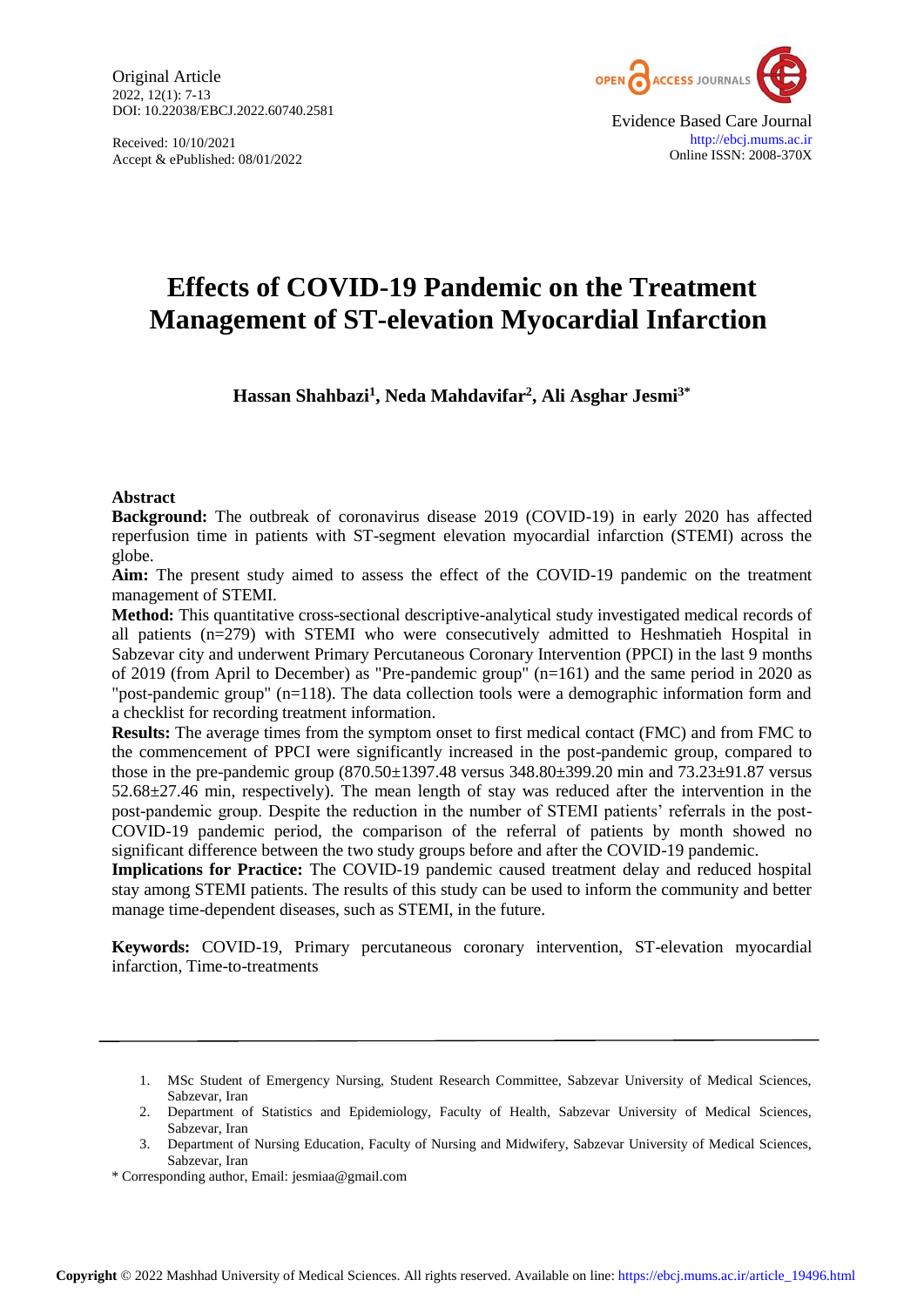Original Article
2022, 12(1): 7-13
DOI: 10.22038/EBCJ.2022.60740.2581

Received: 10/10/2021
Accept & ePublished: 08/01/2022

Evidence Based Care Journal
http://ebcj.mums.ac.ir
Online ISSN: 2008-370X

# Effects of COVID-19 Pandemic on the Treatment Management of ST-elevation Myocardial Infarction

**Hassan Shahbazi[1], Neda Mahdavifar[2], Ali Asghar Jesmi[3*]**

## Abstract

**Background:** The outbreak of coronavirus disease 2019 (COVID-19) in early 2020 has affected reperfusion time in patients with ST-segment elevation myocardial infarction (STEMI) across the globe.

**Aim:** The present study aimed to assess the effect of the COVID-19 pandemic on the treatment management of STEMI.

**Method:** This quantitative cross-sectional descriptive-analytical study investigated medical records of all patients (n=279) with STEMI who were consecutively admitted to Heshmatieh Hospital in Sabzevar city and underwent Primary Percutaneous Coronary Intervention (PPCI) in the last 9 months of 2019 (from April to December) as "Pre-pandemic group" (n=161) and the same period in 2020 as "post-pandemic group" (n=118). The data collection tools were a demographic information form and a checklist for recording treatment information.

**Results:** The average times from the symptom onset to first medical contact (FMC) and from FMC to the commencement of PPCI were significantly increased in the post-pandemic group, compared to those in the pre-pandemic group (870.50±1397.48 versus 348.80±399.20 min and 73.23±91.87 versus 52.68±27.46 min, respectively). The mean length of stay was reduced after the intervention in the post-pandemic group. Despite the reduction in the number of STEMI patients' referrals in the post-COVID-19 pandemic period, the comparison of the referral of patients by month showed no significant difference between the two study groups before and after the COVID-19 pandemic.

**Implications for Practice:** The COVID-19 pandemic caused treatment delay and reduced hospital stay among STEMI patients. The results of this study can be used to inform the community and better manage time-dependent diseases, such as STEMI, in the future.

**Keywords:** COVID-19, Primary percutaneous coronary intervention, ST-elevation myocardial infarction, Time-to-treatments

---

1. MSc Student of Emergency Nursing, Student Research Committee, Sabzevar University of Medical Sciences, Sabzevar, Iran
2. Department of Statistics and Epidemiology, Faculty of Health, Sabzevar University of Medical Sciences, Sabzevar, Iran
3. Department of Nursing Education, Faculty of Nursing and Midwifery, Sabzevar University of Medical Sciences, Sabzevar, Iran

\* Corresponding author, Email: jesmiaa@gmail.com

**Copyright** © 2022 Mashhad University of Medical Sciences. All rights reserved. Available on line: https://ebcj.mums.ac.ir/article_19496.html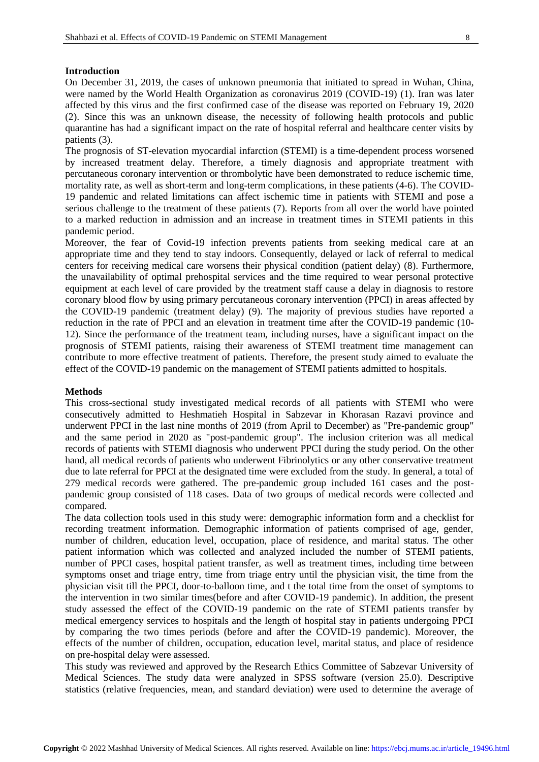## Introduction

On December 31, 2019, the cases of unknown pneumonia that initiated to spread in Wuhan, China, were named by the World Health Organization as coronavirus 2019 (COVID-19) (1). Iran was later affected by this virus and the first confirmed case of the disease was reported on February 19, 2020 (2). Since this was an unknown disease, the necessity of following health protocols and public quarantine has had a significant impact on the rate of hospital referral and healthcare center visits by patients (3).

The prognosis of ST-elevation myocardial infarction (STEMI) is a time-dependent process worsened by increased treatment delay. Therefore, a timely diagnosis and appropriate treatment with percutaneous coronary intervention or thrombolytic have been demonstrated to reduce ischemic time, mortality rate, as well as short-term and long-term complications, in these patients (4-6). The COVID-19 pandemic and related limitations can affect ischemic time in patients with STEMI and pose a serious challenge to the treatment of these patients (7). Reports from all over the world have pointed to a marked reduction in admission and an increase in treatment times in STEMI patients in this pandemic period.

Moreover, the fear of Covid-19 infection prevents patients from seeking medical care at an appropriate time and they tend to stay indoors. Consequently, delayed or lack of referral to medical centers for receiving medical care worsens their physical condition (patient delay) (8). Furthermore, the unavailability of optimal prehospital services and the time required to wear personal protective equipment at each level of care provided by the treatment staff cause a delay in diagnosis to restore coronary blood flow by using primary percutaneous coronary intervention (PPCI) in areas affected by the COVID-19 pandemic (treatment delay) (9). The majority of previous studies have reported a reduction in the rate of PPCI and an elevation in treatment time after the COVID-19 pandemic (10-12). Since the performance of the treatment team, including nurses, have a significant impact on the prognosis of STEMI patients, raising their awareness of STEMI treatment time management can contribute to more effective treatment of patients. Therefore, the present study aimed to evaluate the effect of the COVID-19 pandemic on the management of STEMI patients admitted to hospitals.

## Methods

This cross-sectional study investigated medical records of all patients with STEMI who were consecutively admitted to Heshmatieh Hospital in Sabzevar in Khorasan Razavi province and underwent PPCI in the last nine months of 2019 (from April to December) as "Pre-pandemic group" and the same period in 2020 as "post-pandemic group". The inclusion criterion was all medical records of patients with STEMI diagnosis who underwent PPCI during the study period. On the other hand, all medical records of patients who underwent Fibrinolytics or any other conservative treatment due to late referral for PPCI at the designated time were excluded from the study. In general, a total of 279 medical records were gathered. The pre-pandemic group included 161 cases and the post-pandemic group consisted of 118 cases. Data of two groups of medical records were collected and compared.

The data collection tools used in this study were: demographic information form and a checklist for recording treatment information. Demographic information of patients comprised of age, gender, number of children, education level, occupation, place of residence, and marital status. The other patient information which was collected and analyzed included the number of STEMI patients, number of PPCI cases, hospital patient transfer, as well as treatment times, including time between symptoms onset and triage entry, time from triage entry until the physician visit, the time from the physician visit till the PPCI, door-to-balloon time, and t the total time from the onset of symptoms to the intervention in two similar times(before and after COVID-19 pandemic). In addition, the present study assessed the effect of the COVID-19 pandemic on the rate of STEMI patients transfer by medical emergency services to hospitals and the length of hospital stay in patients undergoing PPCI by comparing the two times periods (before and after the COVID-19 pandemic). Moreover, the effects of the number of children, occupation, education level, marital status, and place of residence on pre-hospital delay were assessed.

This study was reviewed and approved by the Research Ethics Committee of Sabzevar University of Medical Sciences. The study data were analyzed in SPSS software (version 25.0). Descriptive statistics (relative frequencies, mean, and standard deviation) were used to determine the average of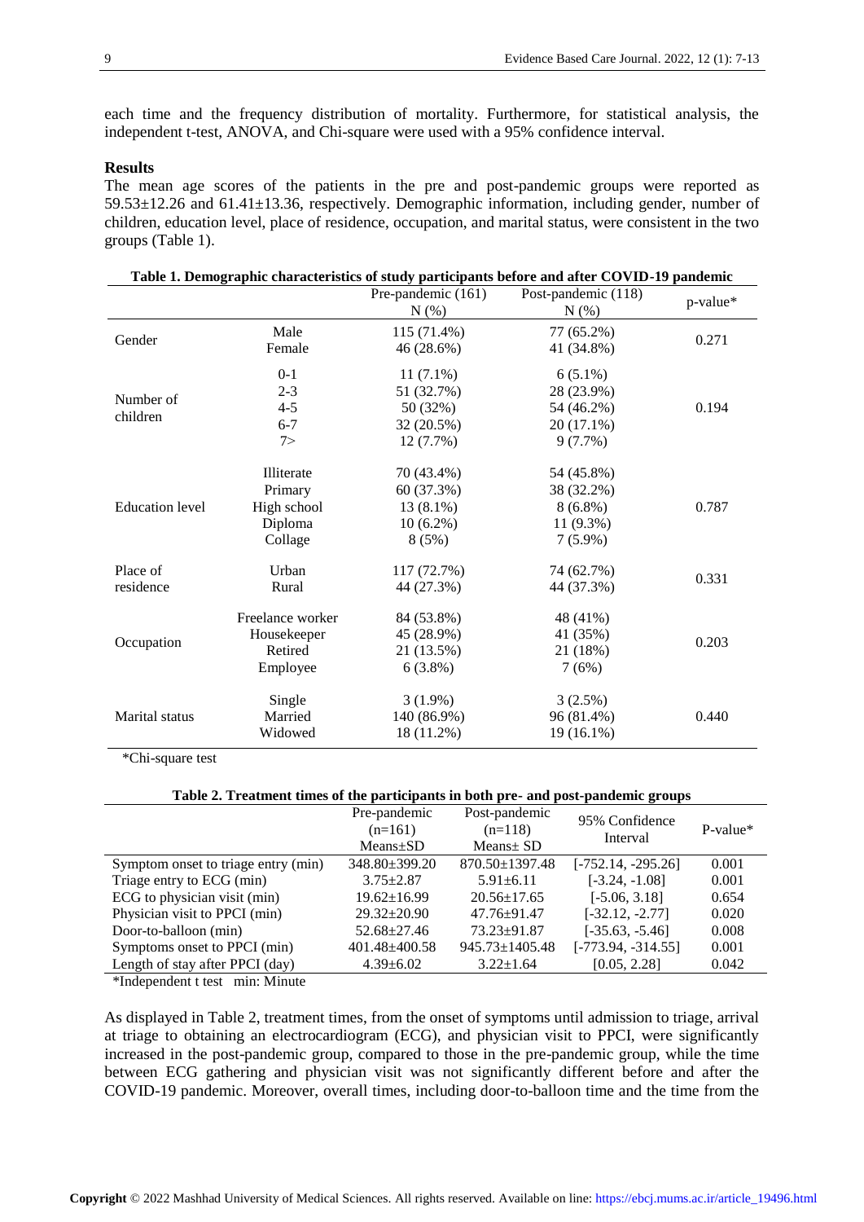each time and the frequency distribution of mortality. Furthermore, for statistical analysis, the independent t-test, ANOVA, and Chi-square were used with a 95% confidence interval.

## Results

The mean age scores of the patients in the pre and post-pandemic groups were reported as 59.53±12.26 and 61.41±13.36, respectively. Demographic information, including gender, number of children, education level, place of residence, occupation, and marital status, were consistent in the two groups (Table 1).

**Table 1. Demographic characteristics of study participants before and after COVID-19 pandemic**

| | | Pre-pandemic (161) N (%) | Post-pandemic (118) N (%) | p-value* |
|---|---|---|---|---|
| Gender | Male | 115 (71.4%) | 77 (65.2%) | 0.271 |
| | Female | 46 (28.6%) | 41 (34.8%) | |
| Number of children | 0-1 | 11 (7.1%) | 6 (5.1%) | 0.194 |
| | 2-3 | 51 (32.7%) | 28 (23.9%) | |
| | 4-5 | 50 (32%) | 54 (46.2%) | |
| | 6-7 | 32 (20.5%) | 20 (17.1%) | |
| | 7> | 12 (7.7%) | 9 (7.7%) | |
| Education level | Illiterate | 70 (43.4%) | 54 (45.8%) | 0.787 |
| | Primary | 60 (37.3%) | 38 (32.2%) | |
| | High school | 13 (8.1%) | 8 (6.8%) | |
| | Diploma | 10 (6.2%) | 11 (9.3%) | |
| | Collage | 8 (5%) | 7 (5.9%) | |
| Place of residence | Urban | 117 (72.7%) | 74 (62.7%) | 0.331 |
| | Rural | 44 (27.3%) | 44 (37.3%) | |
| Occupation | Freelance worker | 84 (53.8%) | 48 (41%) | 0.203 |
| | Housekeeper | 45 (28.9%) | 41 (35%) | |
| | Retired | 21 (13.5%) | 21 (18%) | |
| | Employee | 6 (3.8%) | 7 (6%) | |
| Marital status | Single | 3 (1.9%) | 3 (2.5%) | 0.440 |
| | Married | 140 (86.9%) | 96 (81.4%) | |
| | Widowed | 18 (11.2%) | 19 (16.1%) | |

*Chi-square test

**Table 2. Treatment times of the participants in both pre- and post-pandemic groups**

| | Pre-pandemic (n=161) Means±SD | Post-pandemic (n=118) Means± SD | 95% Confidence Interval | P-value* |
|---|---|---|---|---|
| Symptom onset to triage entry (min) | 348.80±399.20 | 870.50±1397.48 | [-752.14, -295.26] | 0.001 |
| Triage entry to ECG (min) | 3.75±2.87 | 5.91±6.11 | [-3.24, -1.08] | 0.001 |
| ECG to physician visit (min) | 19.62±16.99 | 20.56±17.65 | [-5.06, 3.18] | 0.654 |
| Physician visit to PPCI (min) | 29.32±20.90 | 47.76±91.47 | [-32.12, -2.77] | 0.020 |
| Door-to-balloon (min) | 52.68±27.46 | 73.23±91.87 | [-35.63, -5.46] | 0.008 |
| Symptoms onset to PPCI (min) | 401.48±400.58 | 945.73±1405.48 | [-773.94, -314.55] | 0.001 |
| Length of stay after PPCI (day) | 4.39±6.02 | 3.22±1.64 | [0.05, 2.28] | 0.042 |

*Independent t test min: Minute

As displayed in Table 2, treatment times, from the onset of symptoms until admission to triage, arrival at triage to obtaining an electrocardiogram (ECG), and physician visit to PPCI, were significantly increased in the post-pandemic group, compared to those in the pre-pandemic group, while the time between ECG gathering and physician visit was not significantly different before and after the COVID-19 pandemic. Moreover, overall times, including door-to-balloon time and the time from the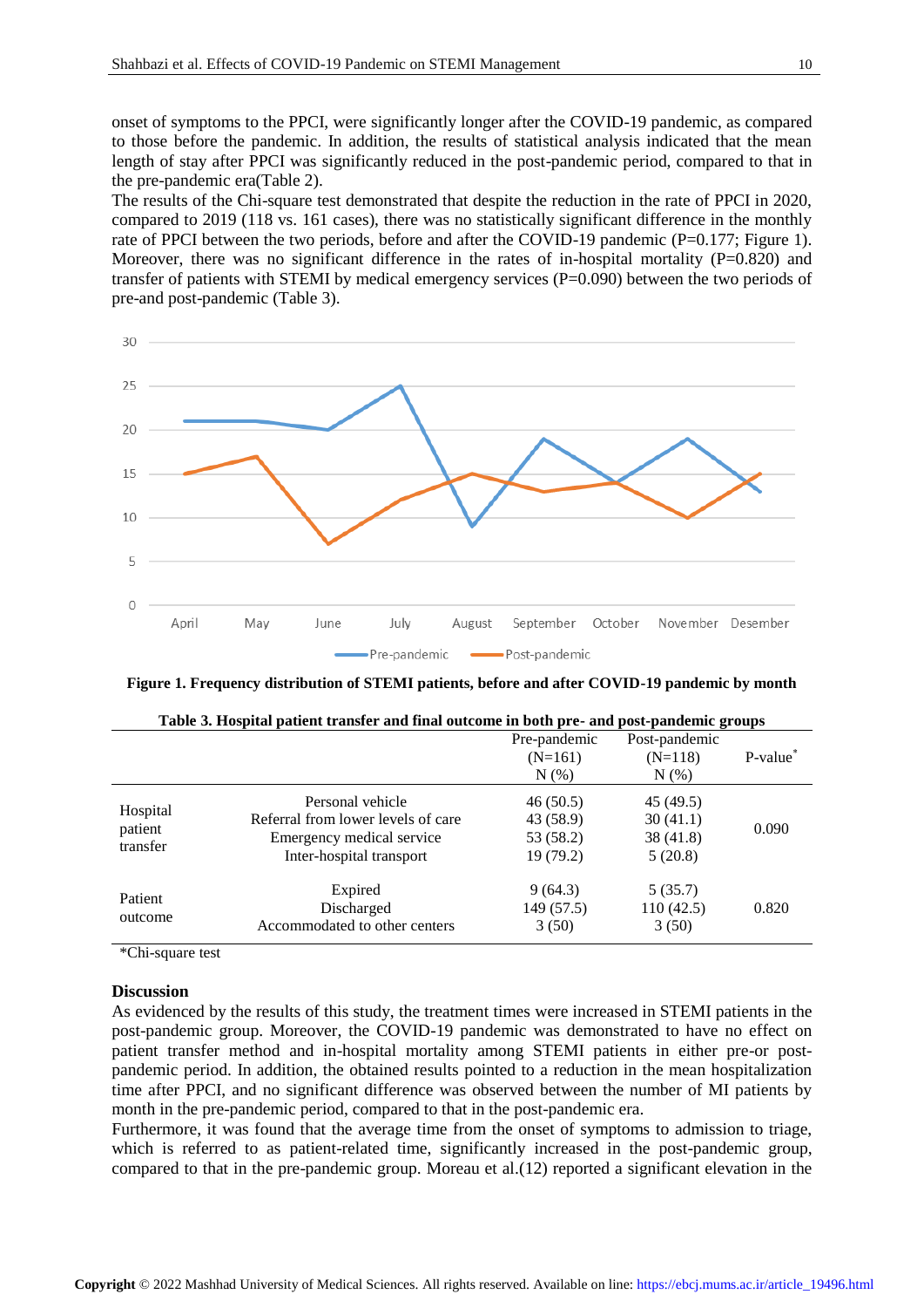onset of symptoms to the PPCI, were significantly longer after the COVID-19 pandemic, as compared to those before the pandemic. In addition, the results of statistical analysis indicated that the mean length of stay after PPCI was significantly reduced in the post-pandemic period, compared to that in the pre-pandemic era(Table 2).

The results of the Chi-square test demonstrated that despite the reduction in the rate of PPCI in 2020, compared to 2019 (118 vs. 161 cases), there was no statistically significant difference in the monthly rate of PPCI between the two periods, before and after the COVID-19 pandemic (P=0.177; Figure 1). Moreover, there was no significant difference in the rates of in-hospital mortality (P=0.820) and transfer of patients with STEMI by medical emergency services (P=0.090) between the two periods of pre-and post-pandemic (Table 3).

**Figure 1. Frequency distribution of STEMI patients, before and after COVID-19 pandemic by month**

**Table 3. Hospital patient transfer and final outcome in both pre- and post-pandemic groups**

| | | Pre-pandemic (N=161) N (%) | Post-pandemic (N=118) N (%) | P-value* |
|---|---|---|---|---|
| Hospital patient transfer | Personal vehicle | 46 (50.5) | 45 (49.5) | 0.090 |
| | Referral from lower levels of care | 43 (58.9) | 30 (41.1) | |
| | Emergency medical service | 53 (58.2) | 38 (41.8) | |
| | Inter-hospital transport | 19 (79.2) | 5 (20.8) | |
| Patient outcome | Expired | 9 (64.3) | 5 (35.7) | 0.820 |
| | Discharged | 149 (57.5) | 110 (42.5) | |
| | Accommodated to other centers | 3 (50) | 3 (50) | |

*Chi-square test

## Discussion

As evidenced by the results of this study, the treatment times were increased in STEMI patients in the post-pandemic group. Moreover, the COVID-19 pandemic was demonstrated to have no effect on patient transfer method and in-hospital mortality among STEMI patients in either pre-or post-pandemic period. In addition, the obtained results pointed to a reduction in the mean hospitalization time after PPCI, and no significant difference was observed between the number of MI patients by month in the pre-pandemic period, compared to that in the post-pandemic era.

Furthermore, it was found that the average time from the onset of symptoms to admission to triage, which is referred to as patient-related time, significantly increased in the post-pandemic group, compared to that in the pre-pandemic group. Moreau et al.(12) reported a significant elevation in the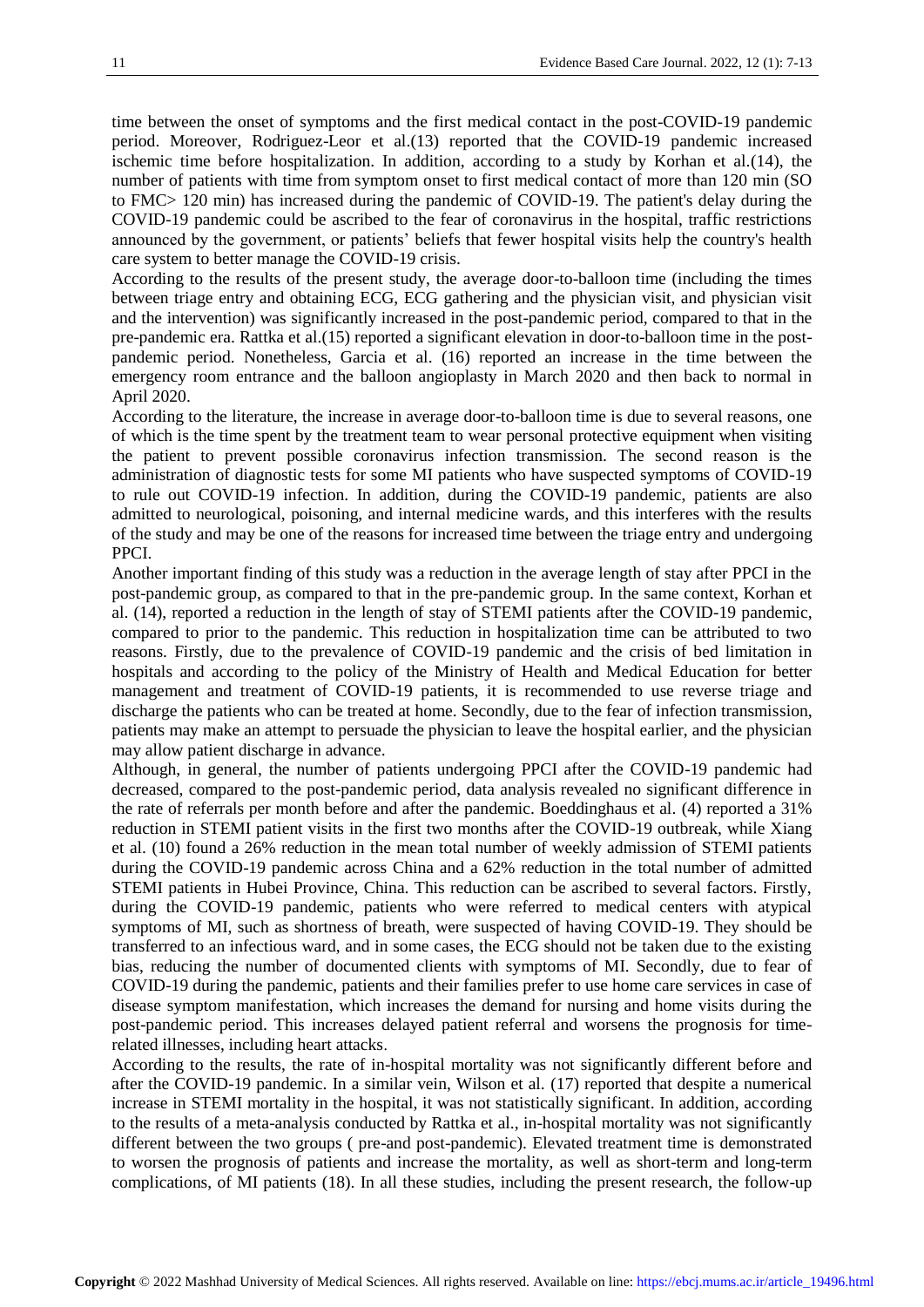time between the onset of symptoms and the first medical contact in the post-COVID-19 pandemic period. Moreover, Rodriguez-Leor et al.(13) reported that the COVID-19 pandemic increased ischemic time before hospitalization. In addition, according to a study by Korhan et al.(14), the number of patients with time from symptom onset to first medical contact of more than 120 min (SO to FMC> 120 min) has increased during the pandemic of COVID-19. The patient's delay during the COVID-19 pandemic could be ascribed to the fear of coronavirus in the hospital, traffic restrictions announced by the government, or patients' beliefs that fewer hospital visits help the country's health care system to better manage the COVID-19 crisis.

According to the results of the present study, the average door-to-balloon time (including the times between triage entry and obtaining ECG, ECG gathering and the physician visit, and physician visit and the intervention) was significantly increased in the post-pandemic period, compared to that in the pre-pandemic era. Rattka et al.(15) reported a significant elevation in door-to-balloon time in the post-pandemic period. Nonetheless, Garcia et al. (16) reported an increase in the time between the emergency room entrance and the balloon angioplasty in March 2020 and then back to normal in April 2020.

According to the literature, the increase in average door-to-balloon time is due to several reasons, one of which is the time spent by the treatment team to wear personal protective equipment when visiting the patient to prevent possible coronavirus infection transmission. The second reason is the administration of diagnostic tests for some MI patients who have suspected symptoms of COVID-19 to rule out COVID-19 infection. In addition, during the COVID-19 pandemic, patients are also admitted to neurological, poisoning, and internal medicine wards, and this interferes with the results of the study and may be one of the reasons for increased time between the triage entry and undergoing PPCI.

Another important finding of this study was a reduction in the average length of stay after PPCI in the post-pandemic group, as compared to that in the pre-pandemic group. In the same context, Korhan et al. (14), reported a reduction in the length of stay of STEMI patients after the COVID-19 pandemic, compared to prior to the pandemic. This reduction in hospitalization time can be attributed to two reasons. Firstly, due to the prevalence of COVID-19 pandemic and the crisis of bed limitation in hospitals and according to the policy of the Ministry of Health and Medical Education for better management and treatment of COVID-19 patients, it is recommended to use reverse triage and discharge the patients who can be treated at home. Secondly, due to the fear of infection transmission, patients may make an attempt to persuade the physician to leave the hospital earlier, and the physician may allow patient discharge in advance.

Although, in general, the number of patients undergoing PPCI after the COVID-19 pandemic had decreased, compared to the post-pandemic period, data analysis revealed no significant difference in the rate of referrals per month before and after the pandemic. Boeddinghaus et al. (4) reported a 31% reduction in STEMI patient visits in the first two months after the COVID-19 outbreak, while Xiang et al. (10) found a 26% reduction in the mean total number of weekly admission of STEMI patients during the COVID-19 pandemic across China and a 62% reduction in the total number of admitted STEMI patients in Hubei Province, China. This reduction can be ascribed to several factors. Firstly, during the COVID-19 pandemic, patients who were referred to medical centers with atypical symptoms of MI, such as shortness of breath, were suspected of having COVID-19. They should be transferred to an infectious ward, and in some cases, the ECG should not be taken due to the existing bias, reducing the number of documented clients with symptoms of MI. Secondly, due to fear of COVID-19 during the pandemic, patients and their families prefer to use home care services in case of disease symptom manifestation, which increases the demand for nursing and home visits during the post-pandemic period. This increases delayed patient referral and worsens the prognosis for time-related illnesses, including heart attacks.

According to the results, the rate of in-hospital mortality was not significantly different before and after the COVID-19 pandemic. In a similar vein, Wilson et al. (17) reported that despite a numerical increase in STEMI mortality in the hospital, it was not statistically significant. In addition, according to the results of a meta-analysis conducted by Rattka et al., in-hospital mortality was not significantly different between the two groups ( pre-and post-pandemic). Elevated treatment time is demonstrated to worsen the prognosis of patients and increase the mortality, as well as short-term and long-term complications, of MI patients (18). In all these studies, including the present research, the follow-up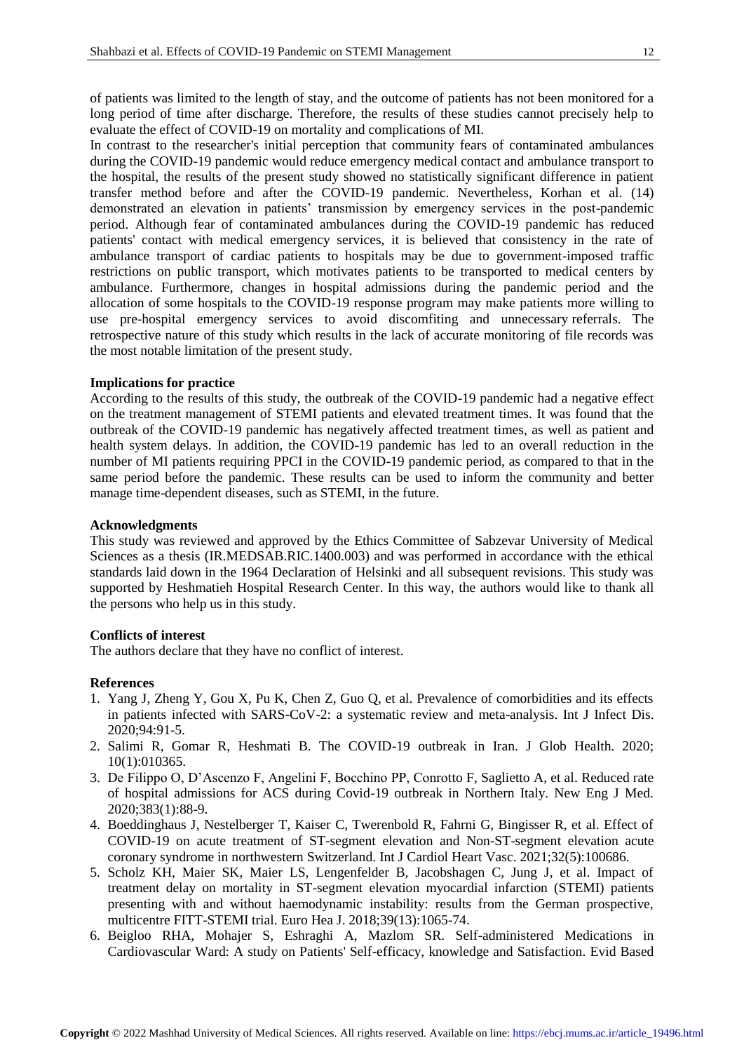of patients was limited to the length of stay, and the outcome of patients has not been monitored for a long period of time after discharge. Therefore, the results of these studies cannot precisely help to evaluate the effect of COVID-19 on mortality and complications of MI.

In contrast to the researcher's initial perception that community fears of contaminated ambulances during the COVID-19 pandemic would reduce emergency medical contact and ambulance transport to the hospital, the results of the present study showed no statistically significant difference in patient transfer method before and after the COVID-19 pandemic. Nevertheless, Korhan et al. (14) demonstrated an elevation in patients' transmission by emergency services in the post-pandemic period. Although fear of contaminated ambulances during the COVID-19 pandemic has reduced patients' contact with medical emergency services, it is believed that consistency in the rate of ambulance transport of cardiac patients to hospitals may be due to government-imposed traffic restrictions on public transport, which motivates patients to be transported to medical centers by ambulance. Furthermore, changes in hospital admissions during the pandemic period and the allocation of some hospitals to the COVID-19 response program may make patients more willing to use pre-hospital emergency services to avoid discomfiting and unnecessary referrals. The retrospective nature of this study which results in the lack of accurate monitoring of file records was the most notable limitation of the present study.

**Implications for practice**

According to the results of this study, the outbreak of the COVID-19 pandemic had a negative effect on the treatment management of STEMI patients and elevated treatment times. It was found that the outbreak of the COVID-19 pandemic has negatively affected treatment times, as well as patient and health system delays. In addition, the COVID-19 pandemic has led to an overall reduction in the number of MI patients requiring PPCI in the COVID-19 pandemic period, as compared to that in the same period before the pandemic. These results can be used to inform the community and better manage time-dependent diseases, such as STEMI, in the future.

**Acknowledgments**

This study was reviewed and approved by the Ethics Committee of Sabzevar University of Medical Sciences as a thesis (IR.MEDSAB.RIC.1400.003) and was performed in accordance with the ethical standards laid down in the 1964 Declaration of Helsinki and all subsequent revisions. This study was supported by Heshmatieh Hospital Research Center. In this way, the authors would like to thank all the persons who help us in this study.

**Conflicts of interest**

The authors declare that they have no conflict of interest.

**References**

1. Yang J, Zheng Y, Gou X, Pu K, Chen Z, Guo Q, et al. Prevalence of comorbidities and its effects in patients infected with SARS-CoV-2: a systematic review and meta-analysis. Int J Infect Dis. 2020;94:91-5.
2. Salimi R, Gomar R, Heshmati B. The COVID-19 outbreak in Iran. J Glob Health. 2020; 10(1):010365.
3. De Filippo O, D'Ascenzo F, Angelini F, Bocchino PP, Conrotto F, Saglietto A, et al. Reduced rate of hospital admissions for ACS during Covid-19 outbreak in Northern Italy. New Eng J Med. 2020;383(1):88-9.
4. Boeddinghaus J, Nestelberger T, Kaiser C, Twerenbold R, Fahrni G, Bingisser R, et al. Effect of COVID-19 on acute treatment of ST-segment elevation and Non-ST-segment elevation acute coronary syndrome in northwestern Switzerland. Int J Cardiol Heart Vasc. 2021;32(5):100686.
5. Scholz KH, Maier SK, Maier LS, Lengenfelder B, Jacobshagen C, Jung J, et al. Impact of treatment delay on mortality in ST-segment elevation myocardial infarction (STEMI) patients presenting with and without haemodynamic instability: results from the German prospective, multicentre FITT-STEMI trial. Euro Hea J. 2018;39(13):1065-74.
6. Beigloo RHA, Mohajer S, Eshraghi A, Mazlom SR. Self-administered Medications in Cardiovascular Ward: A study on Patients' Self-efficacy, knowledge and Satisfaction. Evid Based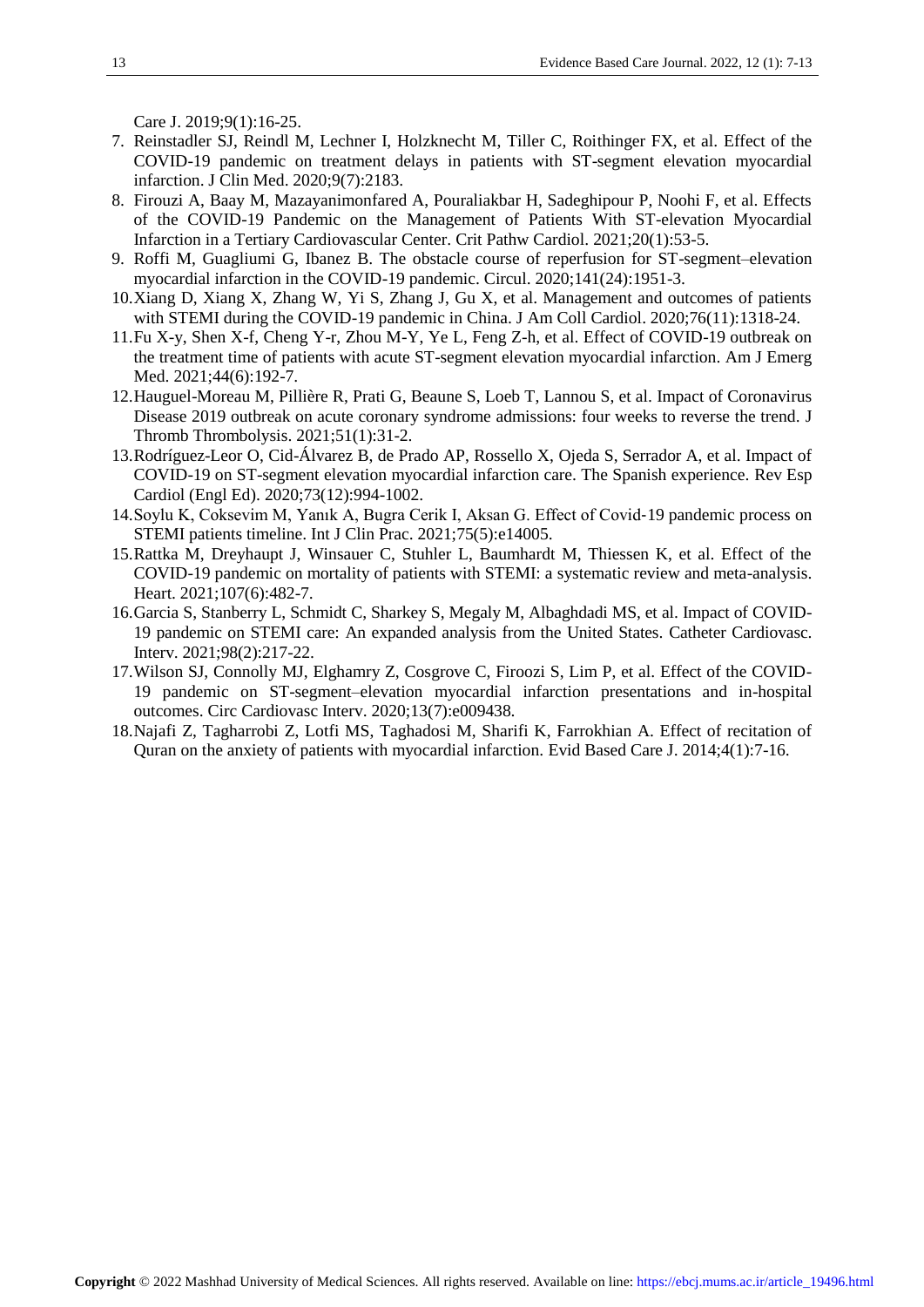Care J. 2019;9(1):16-25.

7. Reinstadler SJ, Reindl M, Lechner I, Holzknecht M, Tiller C, Roithinger FX, et al. Effect of the COVID-19 pandemic on treatment delays in patients with ST-segment elevation myocardial infarction. J Clin Med. 2020;9(7):2183.
8. Firouzi A, Baay M, Mazayanimonfared A, Pouraliakbar H, Sadeghipour P, Noohi F, et al. Effects of the COVID-19 Pandemic on the Management of Patients With ST-elevation Myocardial Infarction in a Tertiary Cardiovascular Center. Crit Pathw Cardiol. 2021;20(1):53-5.
9. Roffi M, Guagliumi G, Ibanez B. The obstacle course of reperfusion for ST-segment–elevation myocardial infarction in the COVID-19 pandemic. Circul. 2020;141(24):1951-3.
10. Xiang D, Xiang X, Zhang W, Yi S, Zhang J, Gu X, et al. Management and outcomes of patients with STEMI during the COVID-19 pandemic in China. J Am Coll Cardiol. 2020;76(11):1318-24.
11. Fu X-y, Shen X-f, Cheng Y-r, Zhou M-Y, Ye L, Feng Z-h, et al. Effect of COVID-19 outbreak on the treatment time of patients with acute ST-segment elevation myocardial infarction. Am J Emerg Med. 2021;44(6):192-7.
12. Hauguel-Moreau M, Pillière R, Prati G, Beaune S, Loeb T, Lannou S, et al. Impact of Coronavirus Disease 2019 outbreak on acute coronary syndrome admissions: four weeks to reverse the trend. J Thromb Thrombolysis. 2021;51(1):31-2.
13. Rodríguez-Leor O, Cid-Álvarez B, de Prado AP, Rossello X, Ojeda S, Serrador A, et al. Impact of COVID-19 on ST-segment elevation myocardial infarction care. The Spanish experience. Rev Esp Cardiol (Engl Ed). 2020;73(12):994-1002.
14. Soylu K, Coksevim M, Yanık A, Bugra Cerik I, Aksan G. Effect of Covid‐19 pandemic process on STEMI patients timeline. Int J Clin Prac. 2021;75(5):e14005.
15. Rattka M, Dreyhaupt J, Winsauer C, Stuhler L, Baumhardt M, Thiessen K, et al. Effect of the COVID-19 pandemic on mortality of patients with STEMI: a systematic review and meta-analysis. Heart. 2021;107(6):482-7.
16. Garcia S, Stanberry L, Schmidt C, Sharkey S, Megaly M, Albaghdadi MS, et al. Impact of COVID-19 pandemic on STEMI care: An expanded analysis from the United States. Catheter Cardiovasc. Interv. 2021;98(2):217-22.
17. Wilson SJ, Connolly MJ, Elghamry Z, Cosgrove C, Firoozi S, Lim P, et al. Effect of the COVID-19 pandemic on ST-segment–elevation myocardial infarction presentations and in-hospital outcomes. Circ Cardiovasc Interv. 2020;13(7):e009438.
18. Najafi Z, Tagharrobi Z, Lotfi MS, Taghadosi M, Sharifi K, Farrokhian A. Effect of recitation of Quran on the anxiety of patients with myocardial infarction. Evid Based Care J. 2014;4(1):7-16.

**Copyright** © 2022 Mashhad University of Medical Sciences. All rights reserved. Available on line: https://ebcj.mums.ac.ir/article_19496.html